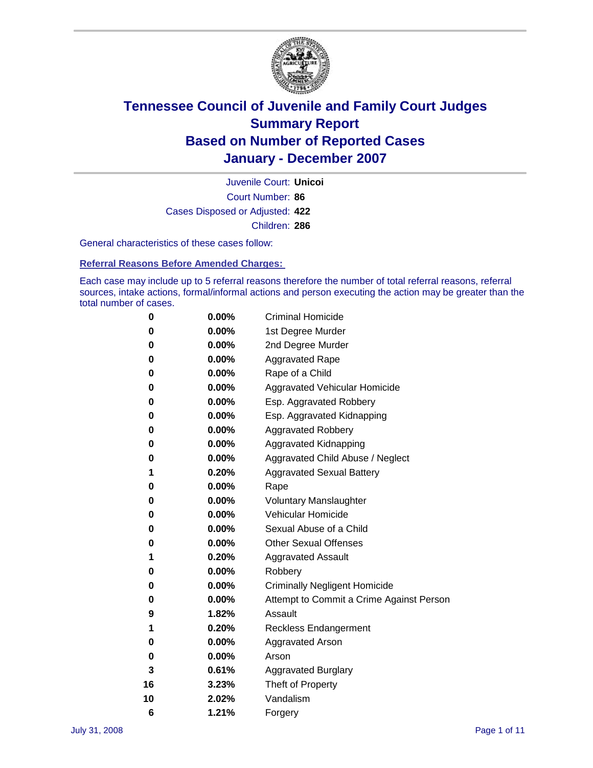# Tennessee Council of Juvenile and Family Court Judges
## Summary Report
## Based on Number of Reported Cases
## January - December 2007

Juvenile Court: **Unicoi**
Court Number: **86**
Cases Disposed or Adjusted: **422**
Children: **286**

General characteristics of these cases follow:

### Referral Reasons Before Amended Charges:

Each case may include up to 5 referral reasons therefore the number of total referral reasons, referral sources, intake actions, formal/informal actions and person executing the action may be greater than the total number of cases.

| Count | Percent | Referral Reason |
|---|---|---|
| 0 | 0.00% | Criminal Homicide |
| 0 | 0.00% | 1st Degree Murder |
| 0 | 0.00% | 2nd Degree Murder |
| 0 | 0.00% | Aggravated Rape |
| 0 | 0.00% | Rape of a Child |
| 0 | 0.00% | Aggravated Vehicular Homicide |
| 0 | 0.00% | Esp. Aggravated Robbery |
| 0 | 0.00% | Esp. Aggravated Kidnapping |
| 0 | 0.00% | Aggravated Robbery |
| 0 | 0.00% | Aggravated Kidnapping |
| 0 | 0.00% | Aggravated Child Abuse / Neglect |
| 1 | 0.20% | Aggravated Sexual Battery |
| 0 | 0.00% | Rape |
| 0 | 0.00% | Voluntary Manslaughter |
| 0 | 0.00% | Vehicular Homicide |
| 0 | 0.00% | Sexual Abuse of a Child |
| 0 | 0.00% | Other Sexual Offenses |
| 1 | 0.20% | Aggravated Assault |
| 0 | 0.00% | Robbery |
| 0 | 0.00% | Criminally Negligent Homicide |
| 0 | 0.00% | Attempt to Commit a Crime Against Person |
| 9 | 1.82% | Assault |
| 1 | 0.20% | Reckless Endangerment |
| 0 | 0.00% | Aggravated Arson |
| 0 | 0.00% | Arson |
| 3 | 0.61% | Aggravated Burglary |
| 16 | 3.23% | Theft of Property |
| 10 | 2.02% | Vandalism |
| 6 | 1.21% | Forgery |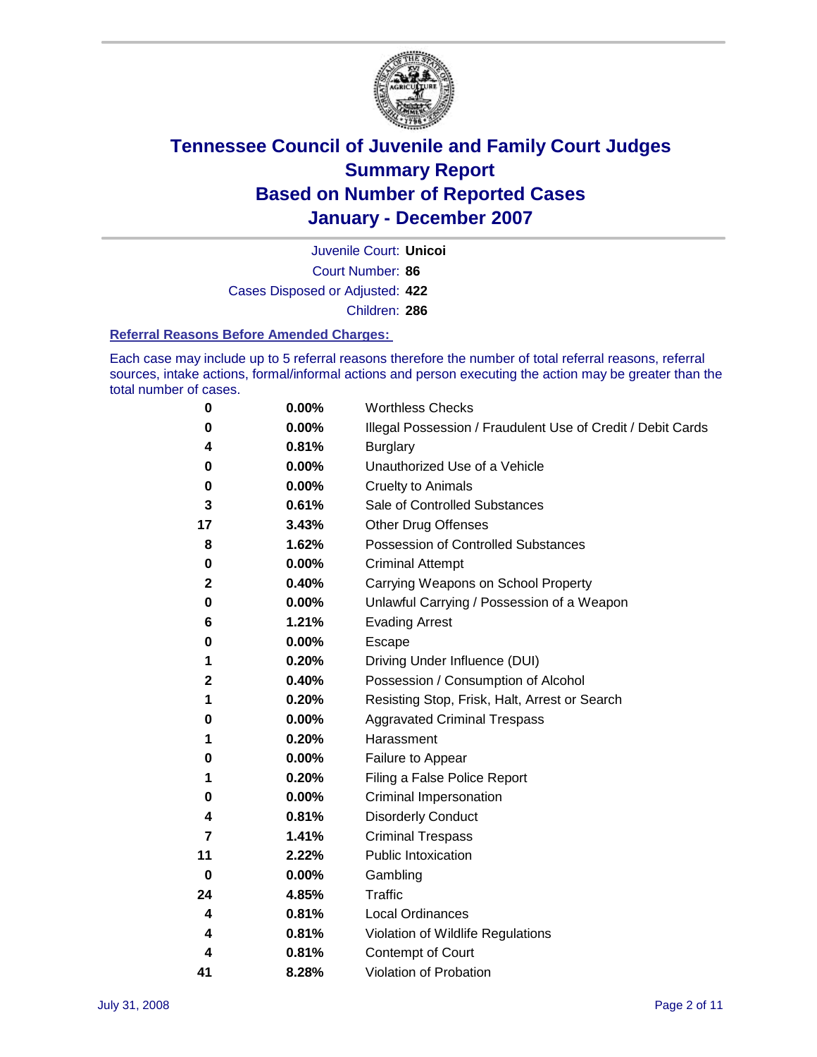# Tennessee Council of Juvenile and Family Court Judges
## Summary Report
## Based on Number of Reported Cases
## January - December 2007

Juvenile Court: **Unicoi**
Court Number: **86**
Cases Disposed or Adjusted: **422**
Children: **286**

### Referral Reasons Before Amended Charges:

Each case may include up to 5 referral reasons therefore the number of total referral reasons, referral sources, intake actions, formal/informal actions and person executing the action may be greater than the total number of cases.

| | | |
|---|---|---|
| 0 | 0.00% | Worthless Checks |
| 0 | 0.00% | Illegal Possession / Fraudulent Use of Credit / Debit Cards |
| 4 | 0.81% | Burglary |
| 0 | 0.00% | Unauthorized Use of a Vehicle |
| 0 | 0.00% | Cruelty to Animals |
| 3 | 0.61% | Sale of Controlled Substances |
| 17 | 3.43% | Other Drug Offenses |
| 8 | 1.62% | Possession of Controlled Substances |
| 0 | 0.00% | Criminal Attempt |
| 2 | 0.40% | Carrying Weapons on School Property |
| 0 | 0.00% | Unlawful Carrying / Possession of a Weapon |
| 6 | 1.21% | Evading Arrest |
| 0 | 0.00% | Escape |
| 1 | 0.20% | Driving Under Influence (DUI) |
| 2 | 0.40% | Possession / Consumption of Alcohol |
| 1 | 0.20% | Resisting Stop, Frisk, Halt, Arrest or Search |
| 0 | 0.00% | Aggravated Criminal Trespass |
| 1 | 0.20% | Harassment |
| 0 | 0.00% | Failure to Appear |
| 1 | 0.20% | Filing a False Police Report |
| 0 | 0.00% | Criminal Impersonation |
| 4 | 0.81% | Disorderly Conduct |
| 7 | 1.41% | Criminal Trespass |
| 11 | 2.22% | Public Intoxication |
| 0 | 0.00% | Gambling |
| 24 | 4.85% | Traffic |
| 4 | 0.81% | Local Ordinances |
| 4 | 0.81% | Violation of Wildlife Regulations |
| 4 | 0.81% | Contempt of Court |
| 41 | 8.28% | Violation of Probation |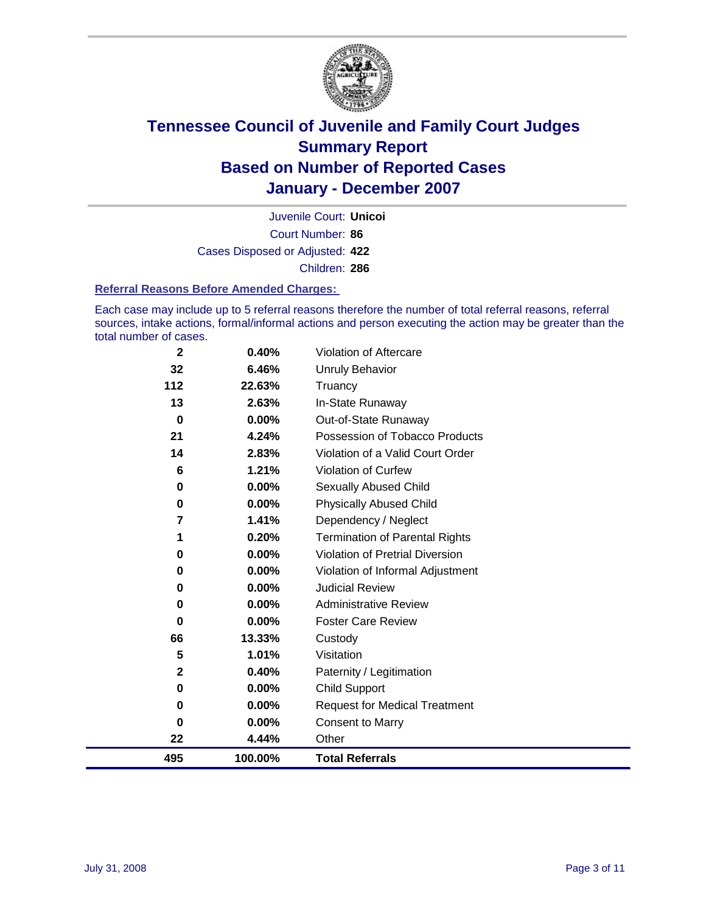# Tennessee Council of Juvenile and Family Court Judges
# Summary Report
# Based on Number of Reported Cases
# January - December 2007

Juvenile Court: **Unicoi**

Court Number: **86**

Cases Disposed or Adjusted: **422**

Children: **286**

### Referral Reasons Before Amended Charges:

Each case may include up to 5 referral reasons therefore the number of total referral reasons, referral sources, intake actions, formal/informal actions and person executing the action may be greater than the total number of cases.

| | | |
|---|---|---|
| 2 | 0.40% | Violation of Aftercare |
| 32 | 6.46% | Unruly Behavior |
| 112 | 22.63% | Truancy |
| 13 | 2.63% | In-State Runaway |
| 0 | 0.00% | Out-of-State Runaway |
| 21 | 4.24% | Possession of Tobacco Products |
| 14 | 2.83% | Violation of a Valid Court Order |
| 6 | 1.21% | Violation of Curfew |
| 0 | 0.00% | Sexually Abused Child |
| 0 | 0.00% | Physically Abused Child |
| 7 | 1.41% | Dependency / Neglect |
| 1 | 0.20% | Termination of Parental Rights |
| 0 | 0.00% | Violation of Pretrial Diversion |
| 0 | 0.00% | Violation of Informal Adjustment |
| 0 | 0.00% | Judicial Review |
| 0 | 0.00% | Administrative Review |
| 0 | 0.00% | Foster Care Review |
| 66 | 13.33% | Custody |
| 5 | 1.01% | Visitation |
| 2 | 0.40% | Paternity / Legitimation |
| 0 | 0.00% | Child Support |
| 0 | 0.00% | Request for Medical Treatment |
| 0 | 0.00% | Consent to Marry |
| 22 | 4.44% | Other |
| **495** | **100.00%** | **Total Referrals** |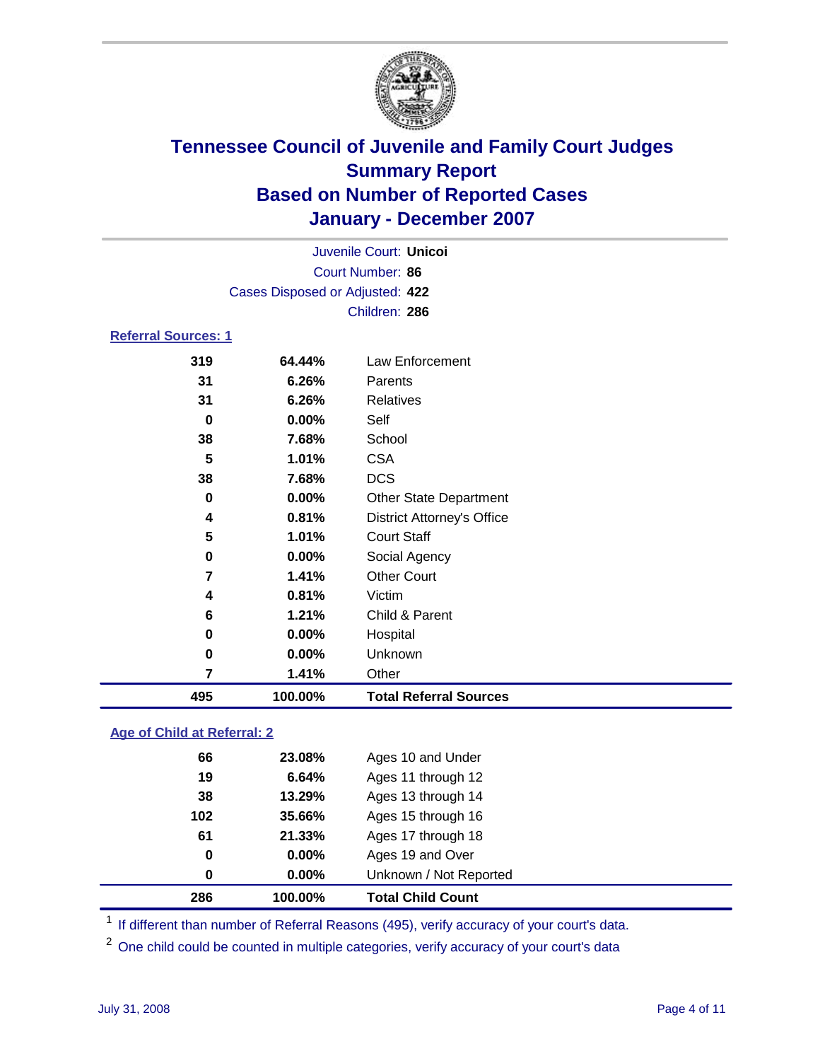# Tennessee Council of Juvenile and Family Court Judges
## Summary Report
## Based on Number of Reported Cases
## January - December 2007

Juvenile Court: **Unicoi**
Court Number: **86**
Cases Disposed or Adjusted: **422**
Children: **286**

### Referral Sources: 1

| Count | Percent | Source |
|---|---|---|
| 319 | 64.44% | Law Enforcement |
| 31 | 6.26% | Parents |
| 31 | 6.26% | Relatives |
| 0 | 0.00% | Self |
| 38 | 7.68% | School |
| 5 | 1.01% | CSA |
| 38 | 7.68% | DCS |
| 0 | 0.00% | Other State Department |
| 4 | 0.81% | District Attorney's Office |
| 5 | 1.01% | Court Staff |
| 0 | 0.00% | Social Agency |
| 7 | 1.41% | Other Court |
| 4 | 0.81% | Victim |
| 6 | 1.21% | Child & Parent |
| 0 | 0.00% | Hospital |
| 0 | 0.00% | Unknown |
| 7 | 1.41% | Other |
| **495** | **100.00%** | **Total Referral Sources** |

### Age of Child at Referral: 2

| Count | Percent | Age |
|---|---|---|
| 66 | 23.08% | Ages 10 and Under |
| 19 | 6.64% | Ages 11 through 12 |
| 38 | 13.29% | Ages 13 through 14 |
| 102 | 35.66% | Ages 15 through 16 |
| 61 | 21.33% | Ages 17 through 18 |
| 0 | 0.00% | Ages 19 and Over |
| 0 | 0.00% | Unknown / Not Reported |
| **286** | **100.00%** | **Total Child Count** |

[1] If different than number of Referral Reasons (495), verify accuracy of your court's data.

[2] One child could be counted in multiple categories, verify accuracy of your court's data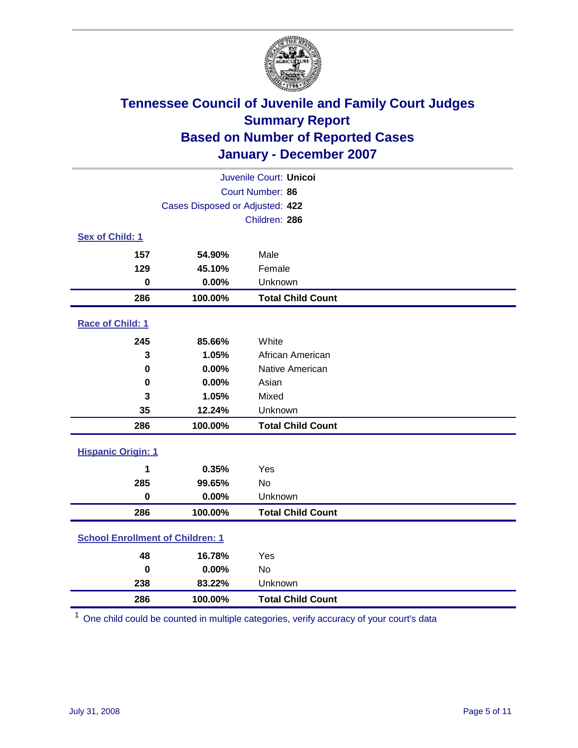# Tennessee Council of Juvenile and Family Court Judges
## Summary Report
## Based on Number of Reported Cases
## January - December 2007

Juvenile Court: **Unicoi**
Court Number: **86**
Cases Disposed or Adjusted: **422**
Children: **286**

### Sex of Child: 1

| Count | Percent | Category |
|---|---|---|
| 157 | 54.90% | Male |
| 129 | 45.10% | Female |
| 0 | 0.00% | Unknown |
| **286** | **100.00%** | **Total Child Count** |

### Race of Child: 1

| Count | Percent | Category |
|---|---|---|
| 245 | 85.66% | White |
| 3 | 1.05% | African American |
| 0 | 0.00% | Native American |
| 0 | 0.00% | Asian |
| 3 | 1.05% | Mixed |
| 35 | 12.24% | Unknown |
| **286** | **100.00%** | **Total Child Count** |

### Hispanic Origin: 1

| Count | Percent | Category |
|---|---|---|
| 1 | 0.35% | Yes |
| 285 | 99.65% | No |
| 0 | 0.00% | Unknown |
| **286** | **100.00%** | **Total Child Count** |

### School Enrollment of Children: 1

| Count | Percent | Category |
|---|---|---|
| 48 | 16.78% | Yes |
| 0 | 0.00% | No |
| 238 | 83.22% | Unknown |
| **286** | **100.00%** | **Total Child Count** |

[1] One child could be counted in multiple categories, verify accuracy of your court's data

July 31, 2008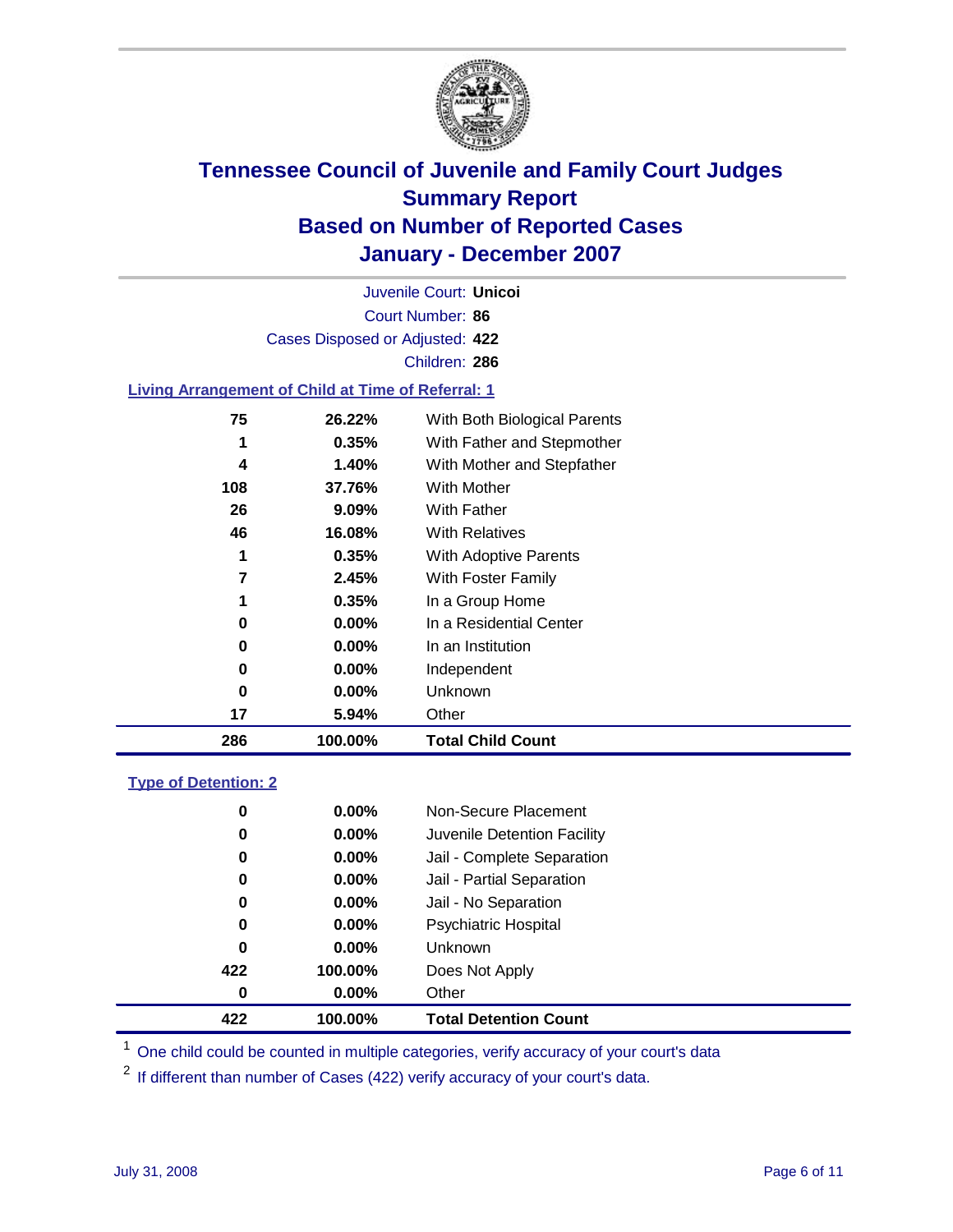# Tennessee Council of Juvenile and Family Court Judges
## Summary Report
## Based on Number of Reported Cases
## January - December 2007

Juvenile Court: **Unicoi**
Court Number: **86**
Cases Disposed or Adjusted: **422**
Children: **286**

### Living Arrangement of Child at Time of Referral: 1

| | | |
|---|---|---|
| 75 | 26.22% | With Both Biological Parents |
| 1 | 0.35% | With Father and Stepmother |
| 4 | 1.40% | With Mother and Stepfather |
| 108 | 37.76% | With Mother |
| 26 | 9.09% | With Father |
| 46 | 16.08% | With Relatives |
| 1 | 0.35% | With Adoptive Parents |
| 7 | 2.45% | With Foster Family |
| 1 | 0.35% | In a Group Home |
| 0 | 0.00% | In a Residential Center |
| 0 | 0.00% | In an Institution |
| 0 | 0.00% | Independent |
| 0 | 0.00% | Unknown |
| 17 | 5.94% | Other |
| **286** | **100.00%** | **Total Child Count** |

### Type of Detention: 2

| | | |
|---|---|---|
| 0 | 0.00% | Non-Secure Placement |
| 0 | 0.00% | Juvenile Detention Facility |
| 0 | 0.00% | Jail - Complete Separation |
| 0 | 0.00% | Jail - Partial Separation |
| 0 | 0.00% | Jail - No Separation |
| 0 | 0.00% | Psychiatric Hospital |
| 0 | 0.00% | Unknown |
| 422 | 100.00% | Does Not Apply |
| 0 | 0.00% | Other |
| **422** | **100.00%** | **Total Detention Count** |

[1] One child could be counted in multiple categories, verify accuracy of your court's data

[2] If different than number of Cases (422) verify accuracy of your court's data.

July 31, 2008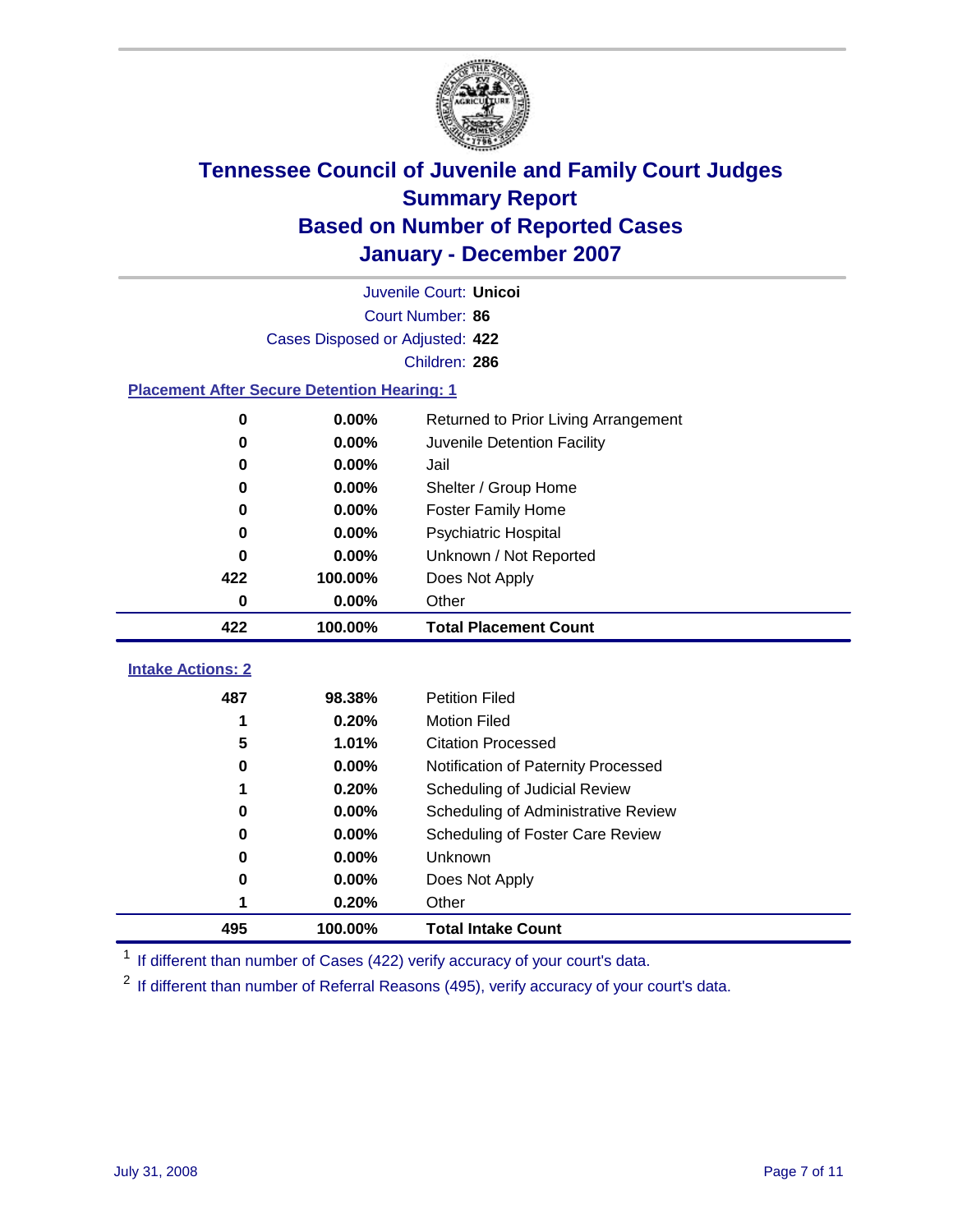# Tennessee Council of Juvenile and Family Court Judges
## Summary Report
## Based on Number of Reported Cases
## January - December 2007

Juvenile Court: **Unicoi**

Court Number: **86**

Cases Disposed or Adjusted: **422**

Children: **286**

### Placement After Secure Detention Hearing: 1

| Count | Percent | Placement |
|---|---|---|
| 0 | 0.00% | Returned to Prior Living Arrangement |
| 0 | 0.00% | Juvenile Detention Facility |
| 0 | 0.00% | Jail |
| 0 | 0.00% | Shelter / Group Home |
| 0 | 0.00% | Foster Family Home |
| 0 | 0.00% | Psychiatric Hospital |
| 0 | 0.00% | Unknown / Not Reported |
| 422 | 100.00% | Does Not Apply |
| 0 | 0.00% | Other |
| **422** | **100.00%** | **Total Placement Count** |

### Intake Actions: 2

| Count | Percent | Intake Action |
|---|---|---|
| 487 | 98.38% | Petition Filed |
| 1 | 0.20% | Motion Filed |
| 5 | 1.01% | Citation Processed |
| 0 | 0.00% | Notification of Paternity Processed |
| 1 | 0.20% | Scheduling of Judicial Review |
| 0 | 0.00% | Scheduling of Administrative Review |
| 0 | 0.00% | Scheduling of Foster Care Review |
| 0 | 0.00% | Unknown |
| 0 | 0.00% | Does Not Apply |
| 1 | 0.20% | Other |
| **495** | **100.00%** | **Total Intake Count** |

[1] If different than number of Cases (422) verify accuracy of your court's data.

[2] If different than number of Referral Reasons (495), verify accuracy of your court's data.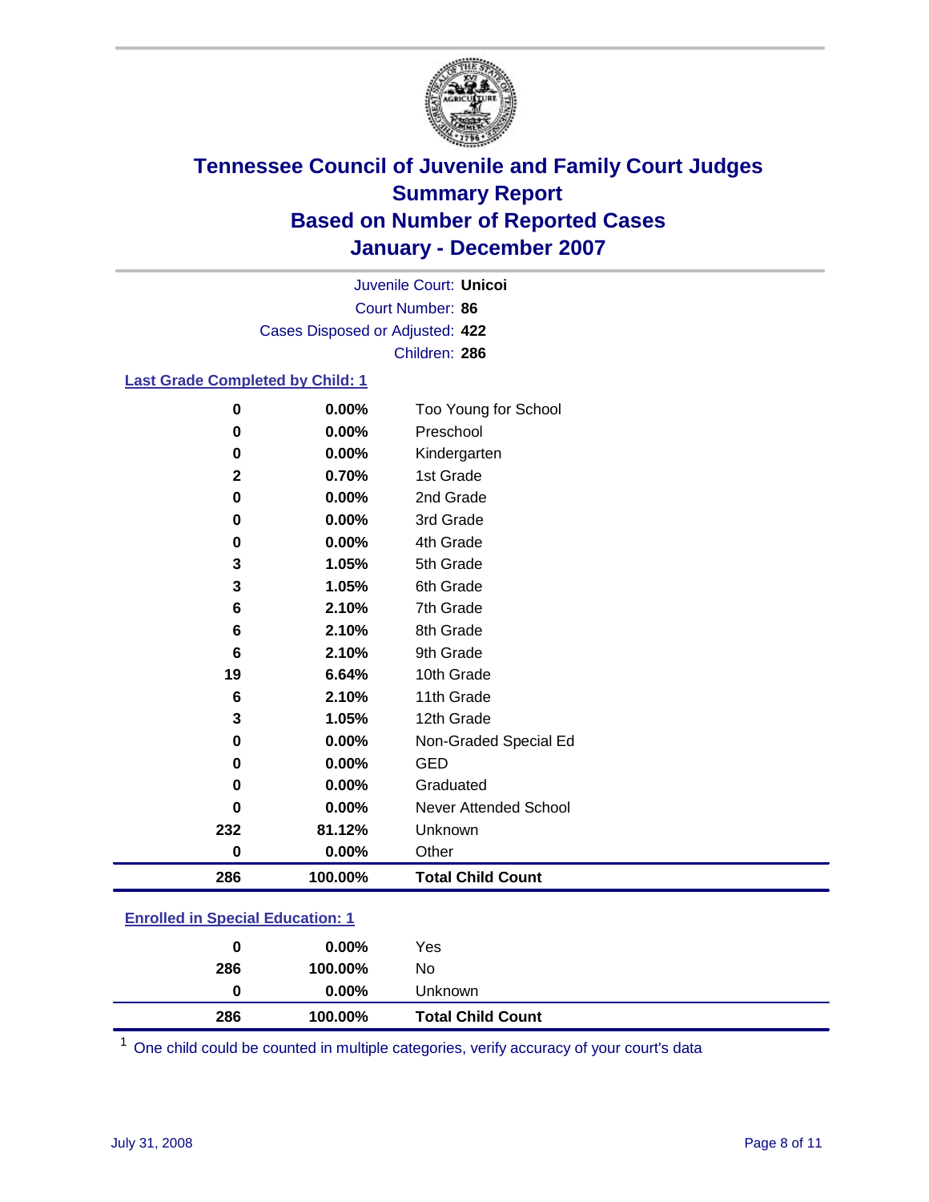# Tennessee Council of Juvenile and Family Court Judges
## Summary Report
## Based on Number of Reported Cases
## January - December 2007

Juvenile Court: **Unicoi**
Court Number: **86**
Cases Disposed or Adjusted: **422**
Children: **286**

### Last Grade Completed by Child: 1

| | | |
|---|---|---|
| 0 | 0.00% | Too Young for School |
| 0 | 0.00% | Preschool |
| 0 | 0.00% | Kindergarten |
| 2 | 0.70% | 1st Grade |
| 0 | 0.00% | 2nd Grade |
| 0 | 0.00% | 3rd Grade |
| 0 | 0.00% | 4th Grade |
| 3 | 1.05% | 5th Grade |
| 3 | 1.05% | 6th Grade |
| 6 | 2.10% | 7th Grade |
| 6 | 2.10% | 8th Grade |
| 6 | 2.10% | 9th Grade |
| 19 | 6.64% | 10th Grade |
| 6 | 2.10% | 11th Grade |
| 3 | 1.05% | 12th Grade |
| 0 | 0.00% | Non-Graded Special Ed |
| 0 | 0.00% | GED |
| 0 | 0.00% | Graduated |
| 0 | 0.00% | Never Attended School |
| 232 | 81.12% | Unknown |
| 0 | 0.00% | Other |
| **286** | **100.00%** | **Total Child Count** |

### Enrolled in Special Education: 1

| | | |
|---|---|---|
| 0 | 0.00% | Yes |
| 286 | 100.00% | No |
| 0 | 0.00% | Unknown |
| **286** | **100.00%** | **Total Child Count** |

[1] One child could be counted in multiple categories, verify accuracy of your court's data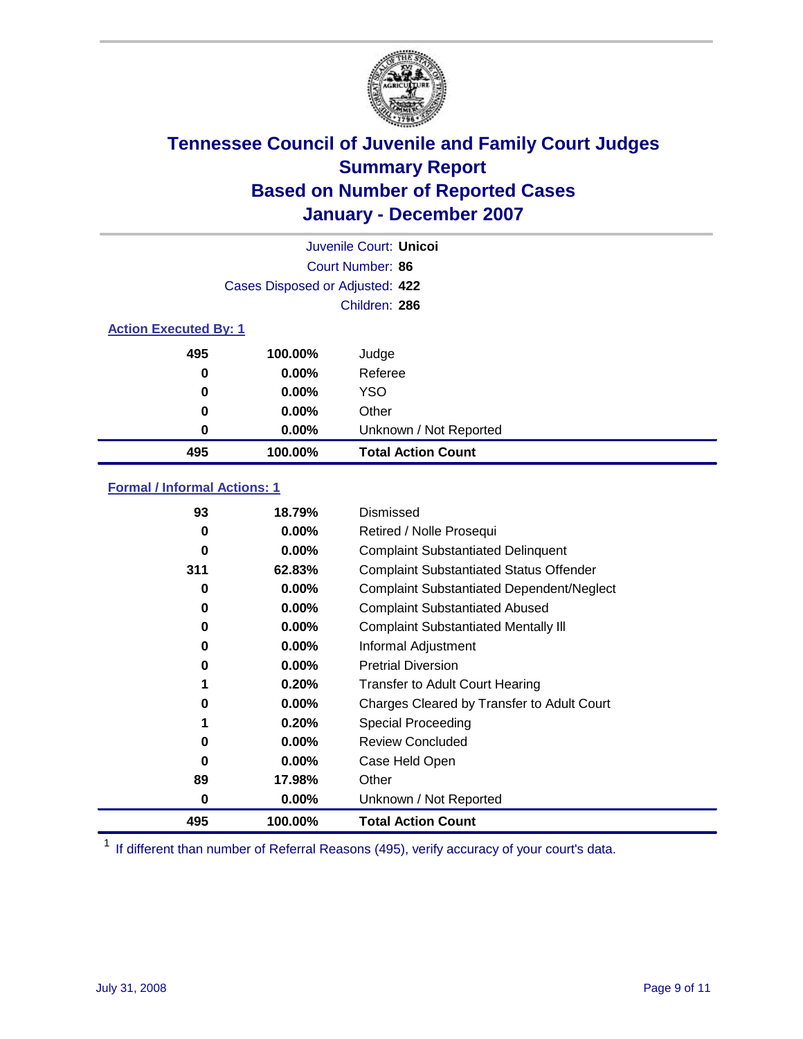# Tennessee Council of Juvenile and Family Court Judges
## Summary Report
## Based on Number of Reported Cases
## January - December 2007

Juvenile Court: **Unicoi**

Court Number: **86**

Cases Disposed or Adjusted: **422**

Children: **286**

### Action Executed By: 1

| | | |
|---|---|---|
| 495 | 100.00% | Judge |
| 0 | 0.00% | Referee |
| 0 | 0.00% | YSO |
| 0 | 0.00% | Other |
| 0 | 0.00% | Unknown / Not Reported |
| **495** | **100.00%** | **Total Action Count** |

### Formal / Informal Actions: 1

| | | |
|---|---|---|
| 93 | 18.79% | Dismissed |
| 0 | 0.00% | Retired / Nolle Prosequi |
| 0 | 0.00% | Complaint Substantiated Delinquent |
| 311 | 62.83% | Complaint Substantiated Status Offender |
| 0 | 0.00% | Complaint Substantiated Dependent/Neglect |
| 0 | 0.00% | Complaint Substantiated Abused |
| 0 | 0.00% | Complaint Substantiated Mentally Ill |
| 0 | 0.00% | Informal Adjustment |
| 0 | 0.00% | Pretrial Diversion |
| 1 | 0.20% | Transfer to Adult Court Hearing |
| 0 | 0.00% | Charges Cleared by Transfer to Adult Court |
| 1 | 0.20% | Special Proceeding |
| 0 | 0.00% | Review Concluded |
| 0 | 0.00% | Case Held Open |
| 89 | 17.98% | Other |
| 0 | 0.00% | Unknown / Not Reported |
| **495** | **100.00%** | **Total Action Count** |

[1] If different than number of Referral Reasons (495), verify accuracy of your court's data.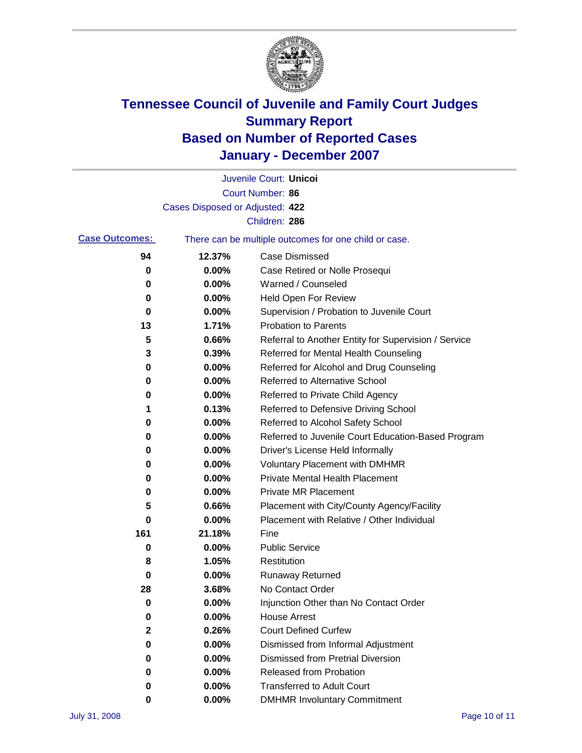# Tennessee Council of Juvenile and Family Court Judges
# Summary Report
# Based on Number of Reported Cases
# January - December 2007

Juvenile Court: **Unicoi**

Court Number: **86**

Cases Disposed or Adjusted: **422**

Children: **286**

**Case Outcomes:** There can be multiple outcomes for one child or case.

| Count | Percent | Outcome |
|---|---|---|
| 94 | 12.37% | Case Dismissed |
| 0 | 0.00% | Case Retired or Nolle Prosequi |
| 0 | 0.00% | Warned / Counseled |
| 0 | 0.00% | Held Open For Review |
| 0 | 0.00% | Supervision / Probation to Juvenile Court |
| 13 | 1.71% | Probation to Parents |
| 5 | 0.66% | Referral to Another Entity for Supervision / Service |
| 3 | 0.39% | Referred for Mental Health Counseling |
| 0 | 0.00% | Referred for Alcohol and Drug Counseling |
| 0 | 0.00% | Referred to Alternative School |
| 0 | 0.00% | Referred to Private Child Agency |
| 1 | 0.13% | Referred to Defensive Driving School |
| 0 | 0.00% | Referred to Alcohol Safety School |
| 0 | 0.00% | Referred to Juvenile Court Education-Based Program |
| 0 | 0.00% | Driver's License Held Informally |
| 0 | 0.00% | Voluntary Placement with DMHMR |
| 0 | 0.00% | Private Mental Health Placement |
| 0 | 0.00% | Private MR Placement |
| 5 | 0.66% | Placement with City/County Agency/Facility |
| 0 | 0.00% | Placement with Relative / Other Individual |
| 161 | 21.18% | Fine |
| 0 | 0.00% | Public Service |
| 8 | 1.05% | Restitution |
| 0 | 0.00% | Runaway Returned |
| 28 | 3.68% | No Contact Order |
| 0 | 0.00% | Injunction Other than No Contact Order |
| 0 | 0.00% | House Arrest |
| 2 | 0.26% | Court Defined Curfew |
| 0 | 0.00% | Dismissed from Informal Adjustment |
| 0 | 0.00% | Dismissed from Pretrial Diversion |
| 0 | 0.00% | Released from Probation |
| 0 | 0.00% | Transferred to Adult Court |
| 0 | 0.00% | DMHMR Involuntary Commitment |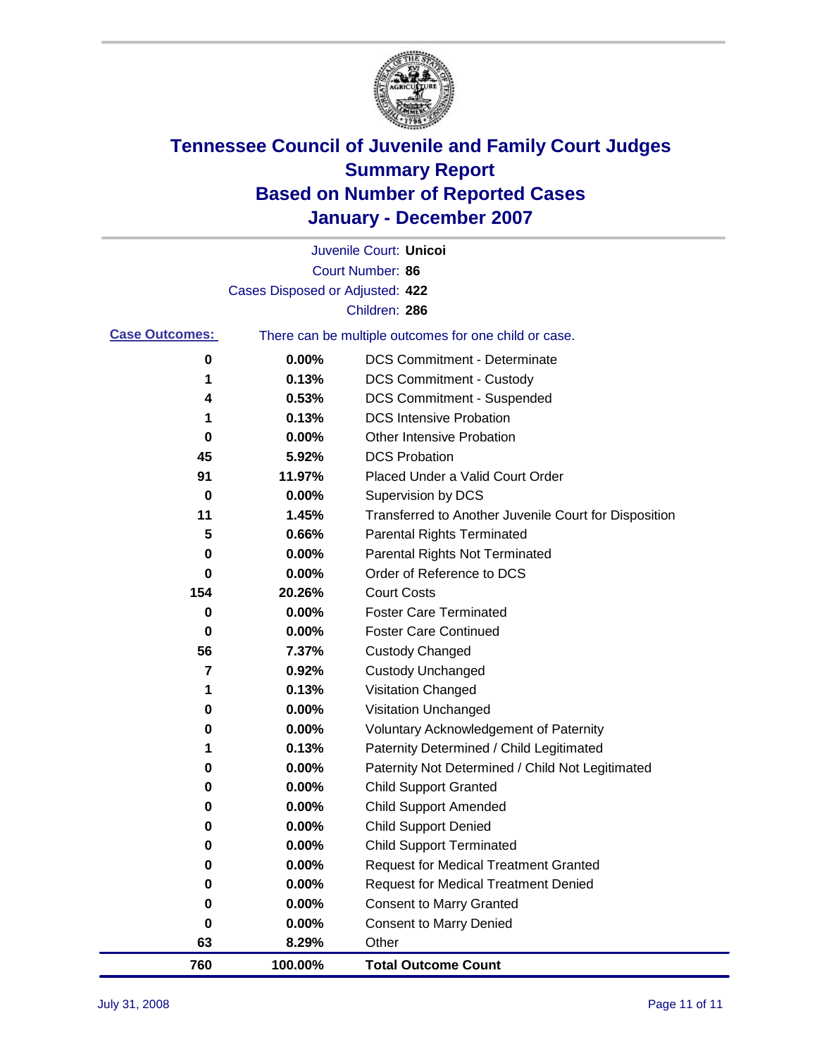# Tennessee Council of Juvenile and Family Court Judges
## Summary Report
## Based on Number of Reported Cases
## January - December 2007

Juvenile Court: **Unicoi**

Court Number: **86**

Cases Disposed or Adjusted: **422**

Children: **286**

**Case Outcomes:** There can be multiple outcomes for one child or case.

| | | |
|---|---|---|
| 0 | 0.00% | DCS Commitment - Determinate |
| 1 | 0.13% | DCS Commitment - Custody |
| 4 | 0.53% | DCS Commitment - Suspended |
| 1 | 0.13% | DCS Intensive Probation |
| 0 | 0.00% | Other Intensive Probation |
| 45 | 5.92% | DCS Probation |
| 91 | 11.97% | Placed Under a Valid Court Order |
| 0 | 0.00% | Supervision by DCS |
| 11 | 1.45% | Transferred to Another Juvenile Court for Disposition |
| 5 | 0.66% | Parental Rights Terminated |
| 0 | 0.00% | Parental Rights Not Terminated |
| 0 | 0.00% | Order of Reference to DCS |
| 154 | 20.26% | Court Costs |
| 0 | 0.00% | Foster Care Terminated |
| 0 | 0.00% | Foster Care Continued |
| 56 | 7.37% | Custody Changed |
| 7 | 0.92% | Custody Unchanged |
| 1 | 0.13% | Visitation Changed |
| 0 | 0.00% | Visitation Unchanged |
| 0 | 0.00% | Voluntary Acknowledgement of Paternity |
| 1 | 0.13% | Paternity Determined / Child Legitimated |
| 0 | 0.00% | Paternity Not Determined / Child Not Legitimated |
| 0 | 0.00% | Child Support Granted |
| 0 | 0.00% | Child Support Amended |
| 0 | 0.00% | Child Support Denied |
| 0 | 0.00% | Child Support Terminated |
| 0 | 0.00% | Request for Medical Treatment Granted |
| 0 | 0.00% | Request for Medical Treatment Denied |
| 0 | 0.00% | Consent to Marry Granted |
| 0 | 0.00% | Consent to Marry Denied |
| 63 | 8.29% | Other |
| **760** | **100.00%** | **Total Outcome Count** |

July 31, 2008